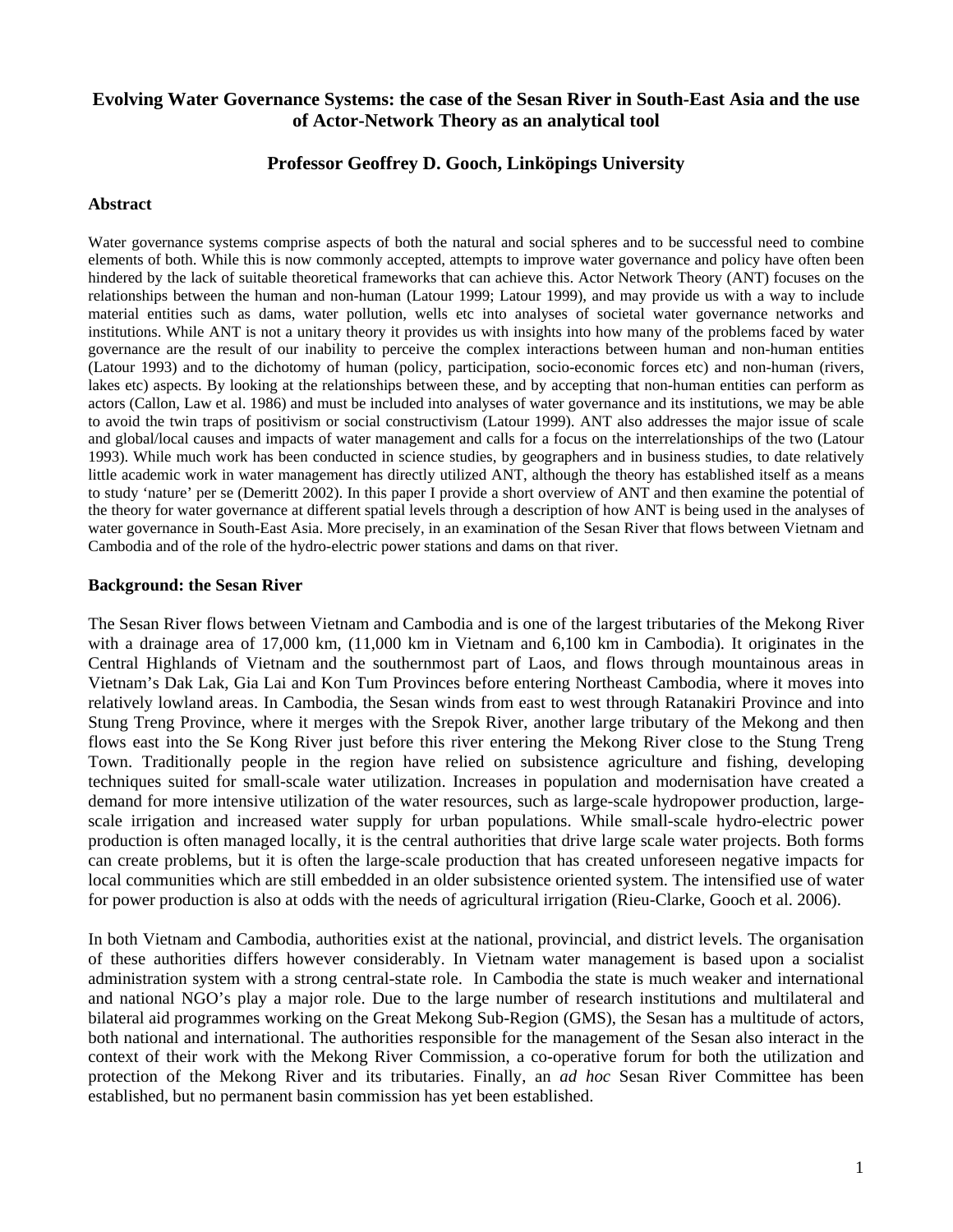# Evolving Water Governance Systems: the case of the Sesan River in South-East Asia and the use of Actor-Network Theory as an analytical tool

## Professor Geoffrey D. Gooch, Linköpings University

### Abstract

Water governance systems comprise aspects of both the natural and social spheres and to be successful need to combine elements of both. While this is now commonly accepted, attempts to improve water governance and policy have often been hindered by the lack of suitable theoretical frameworks that can achieve this. Actor Network Theory (ANT) focuses on the relationships between the human and non-human (Latour 1999; Latour 1999), and may provide us with a way to include material entities such as dams, water pollution, wells etc into analyses of societal water governance networks and institutions. While ANT is not a unitary theory it provides us with insights into how many of the problems faced by water governance are the result of our inability to perceive the complex interactions between human and non-human entities (Latour 1993) and to the dichotomy of human (policy, participation, socio-economic forces etc) and non-human (rivers, lakes etc) aspects. By looking at the relationships between these, and by accepting that non-human entities can perform as actors (Callon, Law et al. 1986) and must be included into analyses of water governance and its institutions, we may be able to avoid the twin traps of positivism or social constructivism (Latour 1999). ANT also addresses the major issue of scale and global/local causes and impacts of water management and calls for a focus on the interrelationships of the two (Latour 1993). While much work has been conducted in science studies, by geographers and in business studies, to date relatively little academic work in water management has directly utilized ANT, although the theory has established itself as a means to study 'nature' per se (Demeritt 2002). In this paper I provide a short overview of ANT and then examine the potential of the theory for water governance at different spatial levels through a description of how ANT is being used in the analyses of water governance in South-East Asia. More precisely, in an examination of the Sesan River that flows between Vietnam and Cambodia and of the role of the hydro-electric power stations and dams on that river.

### Background: the Sesan River

The Sesan River flows between Vietnam and Cambodia and is one of the largest tributaries of the Mekong River with a drainage area of 17,000 km, (11,000 km in Vietnam and 6,100 km in Cambodia). It originates in the Central Highlands of Vietnam and the southernmost part of Laos, and flows through mountainous areas in Vietnam's Dak Lak, Gia Lai and Kon Tum Provinces before entering Northeast Cambodia, where it moves into relatively lowland areas. In Cambodia, the Sesan winds from east to west through Ratanakiri Province and into Stung Treng Province, where it merges with the Srepok River, another large tributary of the Mekong and then flows east into the Se Kong River just before this river entering the Mekong River close to the Stung Treng Town. Traditionally people in the region have relied on subsistence agriculture and fishing, developing techniques suited for small-scale water utilization. Increases in population and modernisation have created a demand for more intensive utilization of the water resources, such as large-scale hydropower production, large-scale irrigation and increased water supply for urban populations. While small-scale hydro-electric power production is often managed locally, it is the central authorities that drive large scale water projects. Both forms can create problems, but it is often the large-scale production that has created unforeseen negative impacts for local communities which are still embedded in an older subsistence oriented system. The intensified use of water for power production is also at odds with the needs of agricultural irrigation (Rieu-Clarke, Gooch et al. 2006).

In both Vietnam and Cambodia, authorities exist at the national, provincial, and district levels. The organisation of these authorities differs however considerably. In Vietnam water management is based upon a socialist administration system with a strong central-state role. In Cambodia the state is much weaker and international and national NGO's play a major role. Due to the large number of research institutions and multilateral and bilateral aid programmes working on the Great Mekong Sub-Region (GMS), the Sesan has a multitude of actors, both national and international. The authorities responsible for the management of the Sesan also interact in the context of their work with the Mekong River Commission, a co-operative forum for both the utilization and protection of the Mekong River and its tributaries. Finally, an *ad hoc* Sesan River Committee has been established, but no permanent basin commission has yet been established.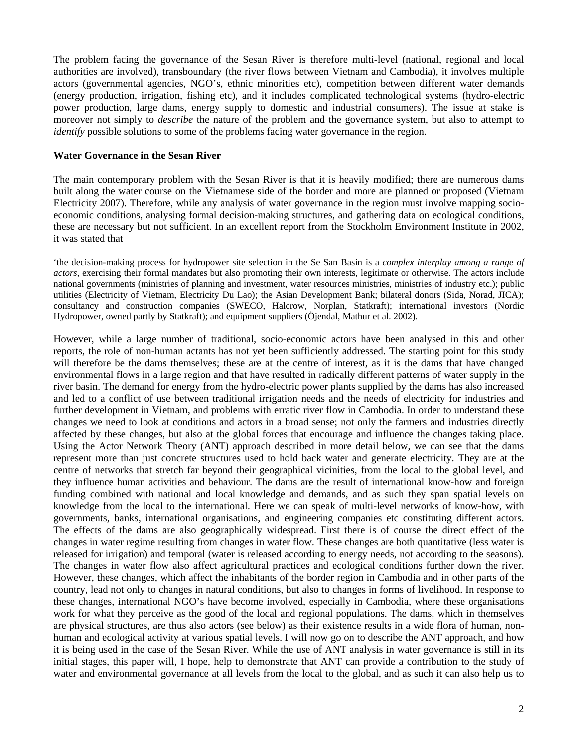The problem facing the governance of the Sesan River is therefore multi-level (national, regional and local authorities are involved), transboundary (the river flows between Vietnam and Cambodia), it involves multiple actors (governmental agencies, NGO's, ethnic minorities etc), competition between different water demands (energy production, irrigation, fishing etc), and it includes complicated technological systems (hydro-electric power production, large dams, energy supply to domestic and industrial consumers). The issue at stake is moreover not simply to *describe* the nature of the problem and the governance system, but also to attempt to *identify* possible solutions to some of the problems facing water governance in the region.

**Water Governance in the Sesan River**

The main contemporary problem with the Sesan River is that it is heavily modified; there are numerous dams built along the water course on the Vietnamese side of the border and more are planned or proposed (Vietnam Electricity 2007). Therefore, while any analysis of water governance in the region must involve mapping socio-economic conditions, analysing formal decision-making structures, and gathering data on ecological conditions, these are necessary but not sufficient. In an excellent report from the Stockholm Environment Institute in 2002, it was stated that

> 'the decision-making process for hydropower site selection in the Se San Basin is a *complex interplay among a range of actors*, exercising their formal mandates but also promoting their own interests, legitimate or otherwise. The actors include national governments (ministries of planning and investment, water resources ministries, ministries of industry etc.); public utilities (Electricity of Vietnam, Electricity Du Lao); the Asian Development Bank; bilateral donors (Sida, Norad, JICA); consultancy and construction companies (SWECO, Halcrow, Norplan, Statkraft); international investors (Nordic Hydropower, owned partly by Statkraft); and equipment suppliers (Öjendal, Mathur et al. 2002).

However, while a large number of traditional, socio-economic actors have been analysed in this and other reports, the role of non-human actants has not yet been sufficiently addressed. The starting point for this study will therefore be the dams themselves; these are at the centre of interest, as it is the dams that have changed environmental flows in a large region and that have resulted in radically different patterns of water supply in the river basin. The demand for energy from the hydro-electric power plants supplied by the dams has also increased and led to a conflict of use between traditional irrigation needs and the needs of electricity for industries and further development in Vietnam, and problems with erratic river flow in Cambodia. In order to understand these changes we need to look at conditions and actors in a broad sense; not only the farmers and industries directly affected by these changes, but also at the global forces that encourage and influence the changes taking place. Using the Actor Network Theory (ANT) approach described in more detail below, we can see that the dams represent more than just concrete structures used to hold back water and generate electricity. They are at the centre of networks that stretch far beyond their geographical vicinities, from the local to the global level, and they influence human activities and behaviour. The dams are the result of international know-how and foreign funding combined with national and local knowledge and demands, and as such they span spatial levels on knowledge from the local to the international. Here we can speak of multi-level networks of know-how, with governments, banks, international organisations, and engineering companies etc constituting different actors. The effects of the dams are also geographically widespread. First there is of course the direct effect of the changes in water regime resulting from changes in water flow. These changes are both quantitative (less water is released for irrigation) and temporal (water is released according to energy needs, not according to the seasons). The changes in water flow also affect agricultural practices and ecological conditions further down the river. However, these changes, which affect the inhabitants of the border region in Cambodia and in other parts of the country, lead not only to changes in natural conditions, but also to changes in forms of livelihood. In response to these changes, international NGO's have become involved, especially in Cambodia, where these organisations work for what they perceive as the good of the local and regional populations. The dams, which in themselves are physical structures, are thus also actors (see below) as their existence results in a wide flora of human, non-human and ecological activity at various spatial levels. I will now go on to describe the ANT approach, and how it is being used in the case of the Sesan River. While the use of ANT analysis in water governance is still in its initial stages, this paper will, I hope, help to demonstrate that ANT can provide a contribution to the study of water and environmental governance at all levels from the local to the global, and as such it can also help us to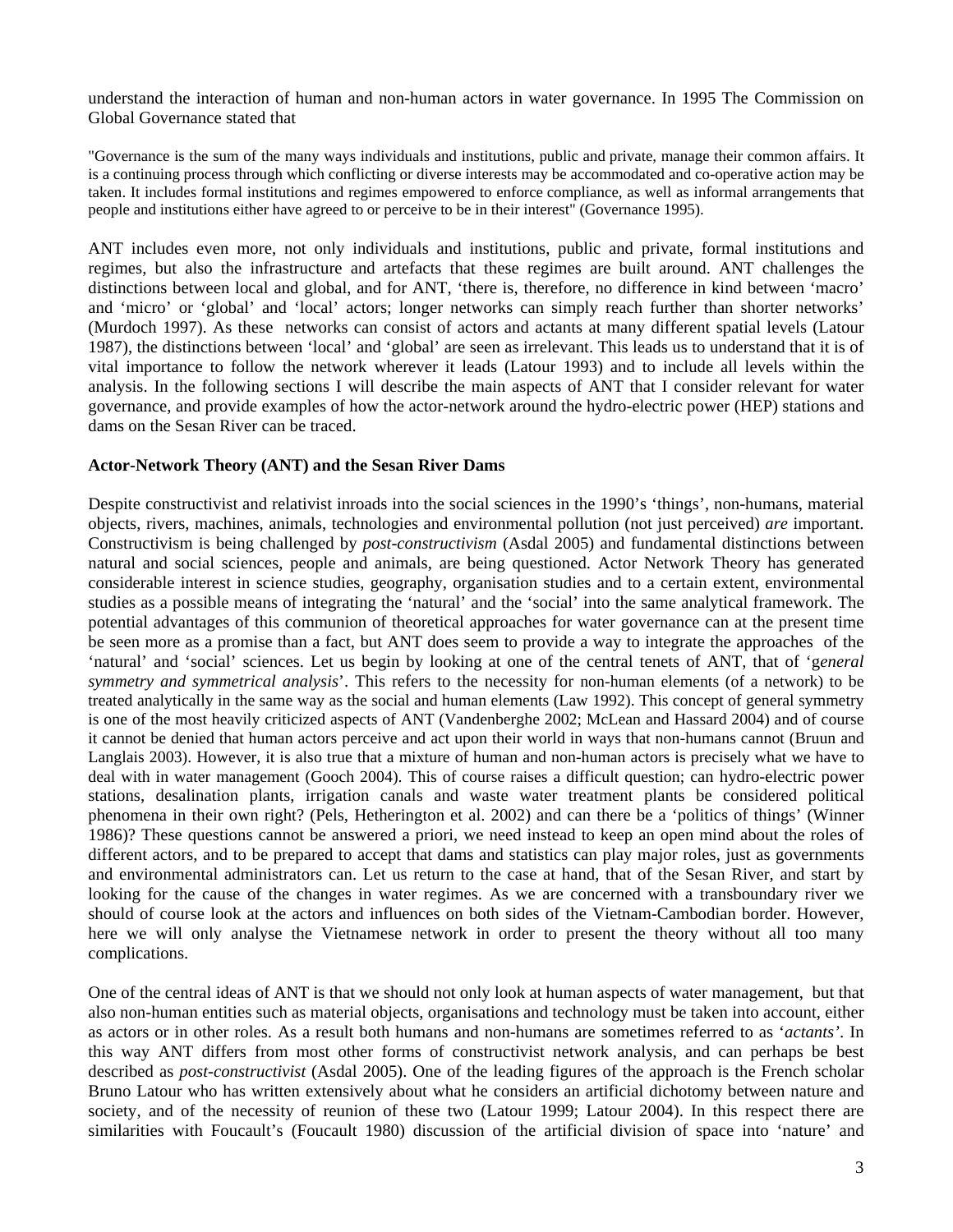understand the interaction of human and non-human actors in water governance. In 1995 The Commission on Global Governance stated that

"Governance is the sum of the many ways individuals and institutions, public and private, manage their common affairs. It is a continuing process through which conflicting or diverse interests may be accommodated and co-operative action may be taken. It includes formal institutions and regimes empowered to enforce compliance, as well as informal arrangements that people and institutions either have agreed to or perceive to be in their interest" (Governance 1995).

ANT includes even more, not only individuals and institutions, public and private, formal institutions and regimes, but also the infrastructure and artefacts that these regimes are built around. ANT challenges the distinctions between local and global, and for ANT, 'there is, therefore, no difference in kind between 'macro' and 'micro' or 'global' and 'local' actors; longer networks can simply reach further than shorter networks' (Murdoch 1997). As these networks can consist of actors and actants at many different spatial levels (Latour 1987), the distinctions between 'local' and 'global' are seen as irrelevant. This leads us to understand that it is of vital importance to follow the network wherever it leads (Latour 1993) and to include all levels within the analysis. In the following sections I will describe the main aspects of ANT that I consider relevant for water governance, and provide examples of how the actor-network around the hydro-electric power (HEP) stations and dams on the Sesan River can be traced.

**Actor-Network Theory (ANT) and the Sesan River Dams**

Despite constructivist and relativist inroads into the social sciences in the 1990's 'things', non-humans, material objects, rivers, machines, animals, technologies and environmental pollution (not just perceived) *are* important. Constructivism is being challenged by *post-constructivism* (Asdal 2005) and fundamental distinctions between natural and social sciences, people and animals, are being questioned. Actor Network Theory has generated considerable interest in science studies, geography, organisation studies and to a certain extent, environmental studies as a possible means of integrating the 'natural' and the 'social' into the same analytical framework. The potential advantages of this communion of theoretical approaches for water governance can at the present time be seen more as a promise than a fact, but ANT does seem to provide a way to integrate the approaches of the 'natural' and 'social' sciences. Let us begin by looking at one of the central tenets of ANT, that of 'g*eneral symmetry and symmetrical analysis*'. This refers to the necessity for non-human elements (of a network) to be treated analytically in the same way as the social and human elements (Law 1992). This concept of general symmetry is one of the most heavily criticized aspects of ANT (Vandenberghe 2002; McLean and Hassard 2004) and of course it cannot be denied that human actors perceive and act upon their world in ways that non-humans cannot (Bruun and Langlais 2003). However, it is also true that a mixture of human and non-human actors is precisely what we have to deal with in water management (Gooch 2004). This of course raises a difficult question; can hydro-electric power stations, desalination plants, irrigation canals and waste water treatment plants be considered political phenomena in their own right? (Pels, Hetherington et al. 2002) and can there be a 'politics of things' (Winner 1986)? These questions cannot be answered a priori, we need instead to keep an open mind about the roles of different actors, and to be prepared to accept that dams and statistics can play major roles, just as governments and environmental administrators can. Let us return to the case at hand, that of the Sesan River, and start by looking for the cause of the changes in water regimes. As we are concerned with a transboundary river we should of course look at the actors and influences on both sides of the Vietnam-Cambodian border. However, here we will only analyse the Vietnamese network in order to present the theory without all too many complications.

One of the central ideas of ANT is that we should not only look at human aspects of water management, but that also non-human entities such as material objects, organisations and technology must be taken into account, either as actors or in other roles. As a result both humans and non-humans are sometimes referred to as '*actants'*. In this way ANT differs from most other forms of constructivist network analysis, and can perhaps be best described as *post-constructivist* (Asdal 2005). One of the leading figures of the approach is the French scholar Bruno Latour who has written extensively about what he considers an artificial dichotomy between nature and society, and of the necessity of reunion of these two (Latour 1999; Latour 2004). In this respect there are similarities with Foucault's (Foucault 1980) discussion of the artificial division of space into 'nature' and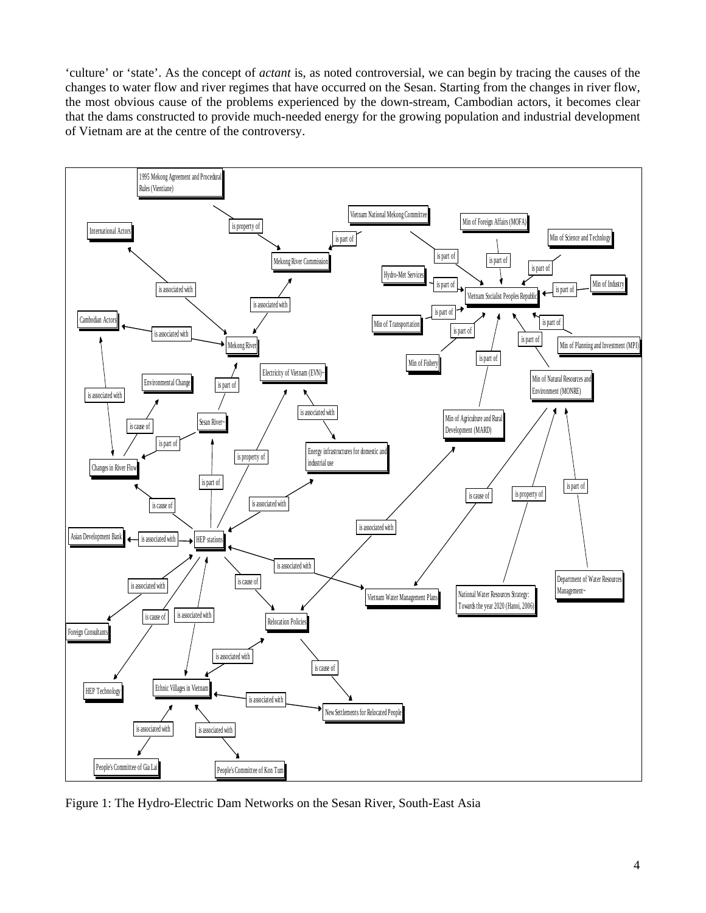'culture' or 'state'. As the concept of *actant* is, as noted controversial, we can begin by tracing the causes of the changes to water flow and river regimes that have occurred on the Sesan. Starting from the changes in river flow, the most obvious cause of the problems experienced by the down-stream, Cambodian actors, it becomes clear that the dams constructed to provide much-needed energy for the growing population and industrial development of Vietnam are at the centre of the controversy.

Figure 1: The Hydro-Electric Dam Networks on the Sesan River, South-East Asia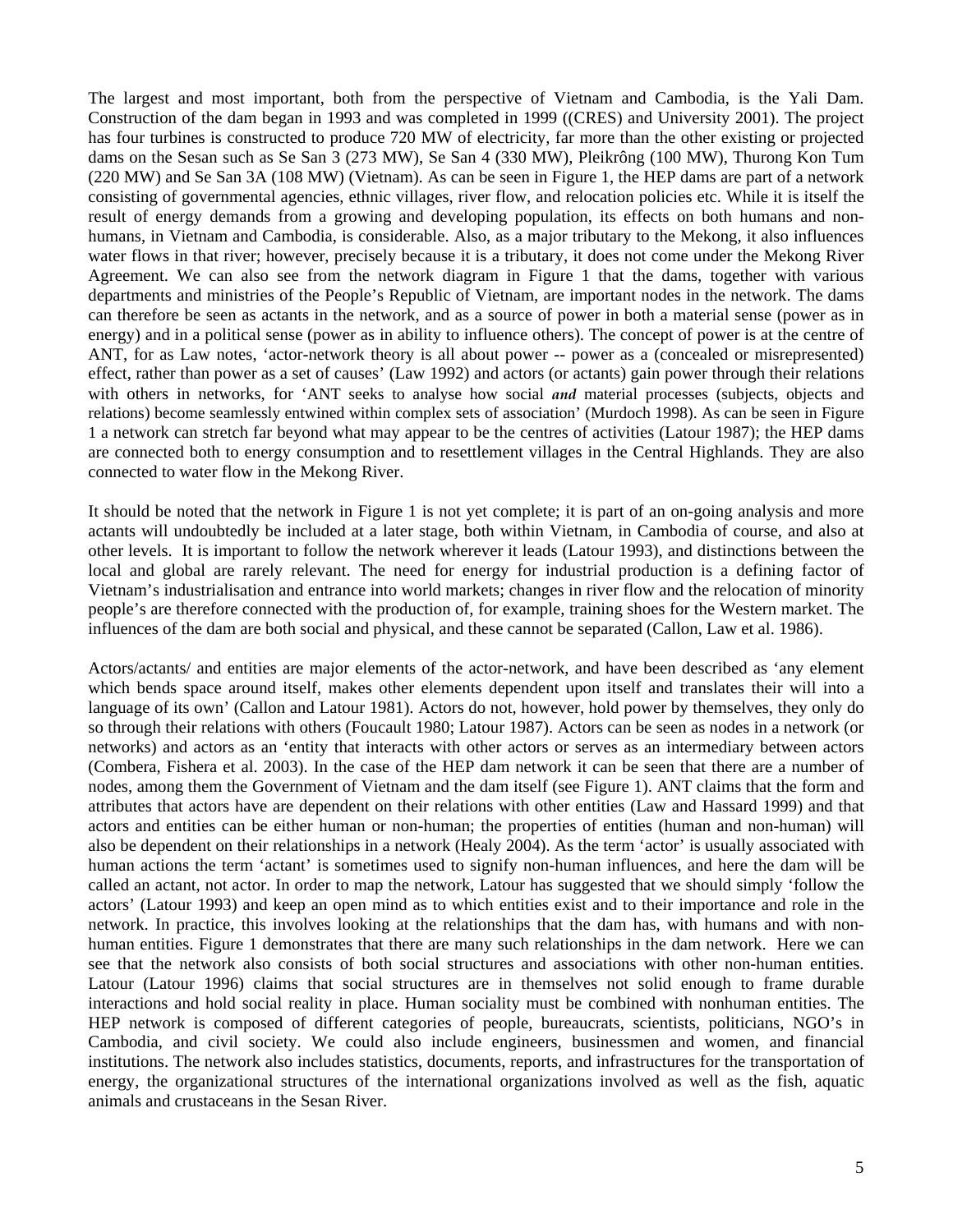The largest and most important, both from the perspective of Vietnam and Cambodia, is the Yali Dam. Construction of the dam began in 1993 and was completed in 1999 ((CRES) and University 2001). The project has four turbines is constructed to produce 720 MW of electricity, far more than the other existing or projected dams on the Sesan such as Se San 3 (273 MW), Se San 4 (330 MW), Pleikrông (100 MW), Thurong Kon Tum (220 MW) and Se San 3A (108 MW) (Vietnam). As can be seen in Figure 1, the HEP dams are part of a network consisting of governmental agencies, ethnic villages, river flow, and relocation policies etc. While it is itself the result of energy demands from a growing and developing population, its effects on both humans and non-humans, in Vietnam and Cambodia, is considerable. Also, as a major tributary to the Mekong, it also influences water flows in that river; however, precisely because it is a tributary, it does not come under the Mekong River Agreement. We can also see from the network diagram in Figure 1 that the dams, together with various departments and ministries of the People's Republic of Vietnam, are important nodes in the network. The dams can therefore be seen as actants in the network, and as a source of power in both a material sense (power as in energy) and in a political sense (power as in ability to influence others). The concept of power is at the centre of ANT, for as Law notes, 'actor-network theory is all about power -- power as a (concealed or misrepresented) effect, rather than power as a set of causes' (Law 1992) and actors (or actants) gain power through their relations with others in networks, for 'ANT seeks to analyse how social ***and*** material processes (subjects, objects and relations) become seamlessly entwined within complex sets of association' (Murdoch 1998). As can be seen in Figure 1 a network can stretch far beyond what may appear to be the centres of activities (Latour 1987); the HEP dams are connected both to energy consumption and to resettlement villages in the Central Highlands. They are also connected to water flow in the Mekong River.

It should be noted that the network in Figure 1 is not yet complete; it is part of an on-going analysis and more actants will undoubtedly be included at a later stage, both within Vietnam, in Cambodia of course, and also at other levels. It is important to follow the network wherever it leads (Latour 1993), and distinctions between the local and global are rarely relevant. The need for energy for industrial production is a defining factor of Vietnam's industrialisation and entrance into world markets; changes in river flow and the relocation of minority people's are therefore connected with the production of, for example, training shoes for the Western market. The influences of the dam are both social and physical, and these cannot be separated (Callon, Law et al. 1986).

Actors/actants/ and entities are major elements of the actor-network, and have been described as 'any element which bends space around itself, makes other elements dependent upon itself and translates their will into a language of its own' (Callon and Latour 1981). Actors do not, however, hold power by themselves, they only do so through their relations with others (Foucault 1980; Latour 1987). Actors can be seen as nodes in a network (or networks) and actors as an 'entity that interacts with other actors or serves as an intermediary between actors (Combera, Fishera et al. 2003). In the case of the HEP dam network it can be seen that there are a number of nodes, among them the Government of Vietnam and the dam itself (see Figure 1). ANT claims that the form and attributes that actors have are dependent on their relations with other entities (Law and Hassard 1999) and that actors and entities can be either human or non-human; the properties of entities (human and non-human) will also be dependent on their relationships in a network (Healy 2004). As the term 'actor' is usually associated with human actions the term 'actant' is sometimes used to signify non-human influences, and here the dam will be called an actant, not actor. In order to map the network, Latour has suggested that we should simply 'follow the actors' (Latour 1993) and keep an open mind as to which entities exist and to their importance and role in the network. In practice, this involves looking at the relationships that the dam has, with humans and with non-human entities. Figure 1 demonstrates that there are many such relationships in the dam network. Here we can see that the network also consists of both social structures and associations with other non-human entities. Latour (Latour 1996) claims that social structures are in themselves not solid enough to frame durable interactions and hold social reality in place. Human sociality must be combined with nonhuman entities. The HEP network is composed of different categories of people, bureaucrats, scientists, politicians, NGO's in Cambodia, and civil society. We could also include engineers, businessmen and women, and financial institutions. The network also includes statistics, documents, reports, and infrastructures for the transportation of energy, the organizational structures of the international organizations involved as well as the fish, aquatic animals and crustaceans in the Sesan River.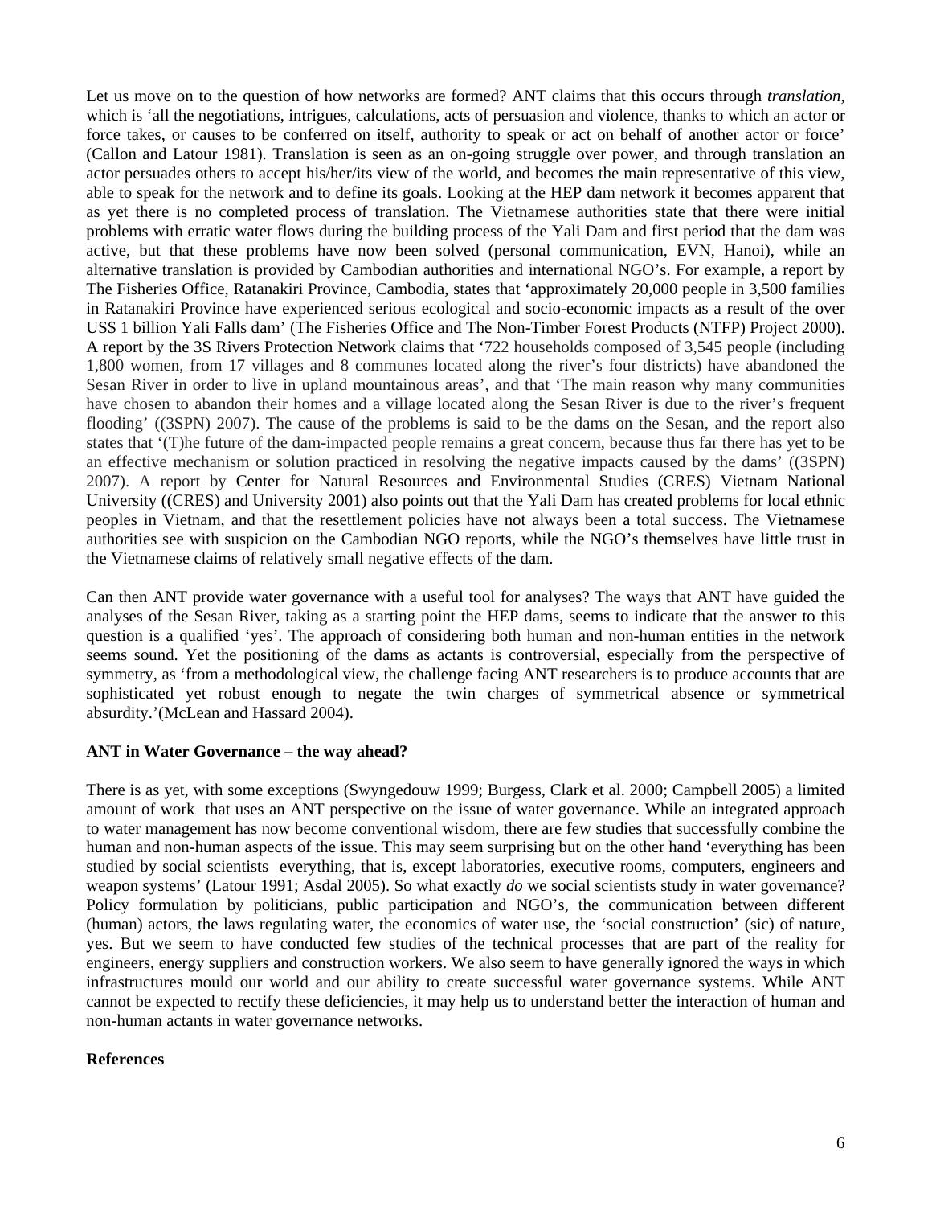Let us move on to the question of how networks are formed? ANT claims that this occurs through *translation*, which is 'all the negotiations, intrigues, calculations, acts of persuasion and violence, thanks to which an actor or force takes, or causes to be conferred on itself, authority to speak or act on behalf of another actor or force' (Callon and Latour 1981). Translation is seen as an on-going struggle over power, and through translation an actor persuades others to accept his/her/its view of the world, and becomes the main representative of this view, able to speak for the network and to define its goals. Looking at the HEP dam network it becomes apparent that as yet there is no completed process of translation. The Vietnamese authorities state that there were initial problems with erratic water flows during the building process of the Yali Dam and first period that the dam was active, but that these problems have now been solved (personal communication, EVN, Hanoi), while an alternative translation is provided by Cambodian authorities and international NGO's. For example, a report by The Fisheries Office, Ratanakiri Province, Cambodia, states that 'approximately 20,000 people in 3,500 families in Ratanakiri Province have experienced serious ecological and socio-economic impacts as a result of the over US$ 1 billion Yali Falls dam' (The Fisheries Office and The Non-Timber Forest Products (NTFP) Project 2000). A report by the 3S Rivers Protection Network claims that '722 households composed of 3,545 people (including 1,800 women, from 17 villages and 8 communes located along the river's four districts) have abandoned the Sesan River in order to live in upland mountainous areas', and that 'The main reason why many communities have chosen to abandon their homes and a village located along the Sesan River is due to the river's frequent flooding' ((3SPN) 2007). The cause of the problems is said to be the dams on the Sesan, and the report also states that '(T)he future of the dam-impacted people remains a great concern, because thus far there has yet to be an effective mechanism or solution practiced in resolving the negative impacts caused by the dams' ((3SPN) 2007). A report by Center for Natural Resources and Environmental Studies (CRES) Vietnam National University ((CRES) and University 2001) also points out that the Yali Dam has created problems for local ethnic peoples in Vietnam, and that the resettlement policies have not always been a total success. The Vietnamese authorities see with suspicion on the Cambodian NGO reports, while the NGO's themselves have little trust in the Vietnamese claims of relatively small negative effects of the dam.

Can then ANT provide water governance with a useful tool for analyses? The ways that ANT have guided the analyses of the Sesan River, taking as a starting point the HEP dams, seems to indicate that the answer to this question is a qualified 'yes'. The approach of considering both human and non-human entities in the network seems sound. Yet the positioning of the dams as actants is controversial, especially from the perspective of symmetry, as 'from a methodological view, the challenge facing ANT researchers is to produce accounts that are sophisticated yet robust enough to negate the twin charges of symmetrical absence or symmetrical absurdity.'(McLean and Hassard 2004).

## ANT in Water Governance – the way ahead?

There is as yet, with some exceptions (Swyngedouw 1999; Burgess, Clark et al. 2000; Campbell 2005) a limited amount of work that uses an ANT perspective on the issue of water governance. While an integrated approach to water management has now become conventional wisdom, there are few studies that successfully combine the human and non-human aspects of the issue. This may seem surprising but on the other hand 'everything has been studied by social scientists everything, that is, except laboratories, executive rooms, computers, engineers and weapon systems' (Latour 1991; Asdal 2005). So what exactly *do* we social scientists study in water governance? Policy formulation by politicians, public participation and NGO's, the communication between different (human) actors, the laws regulating water, the economics of water use, the 'social construction' (sic) of nature, yes. But we seem to have conducted few studies of the technical processes that are part of the reality for engineers, energy suppliers and construction workers. We also seem to have generally ignored the ways in which infrastructures mould our world and our ability to create successful water governance systems. While ANT cannot be expected to rectify these deficiencies, it may help us to understand better the interaction of human and non-human actants in water governance networks.

## References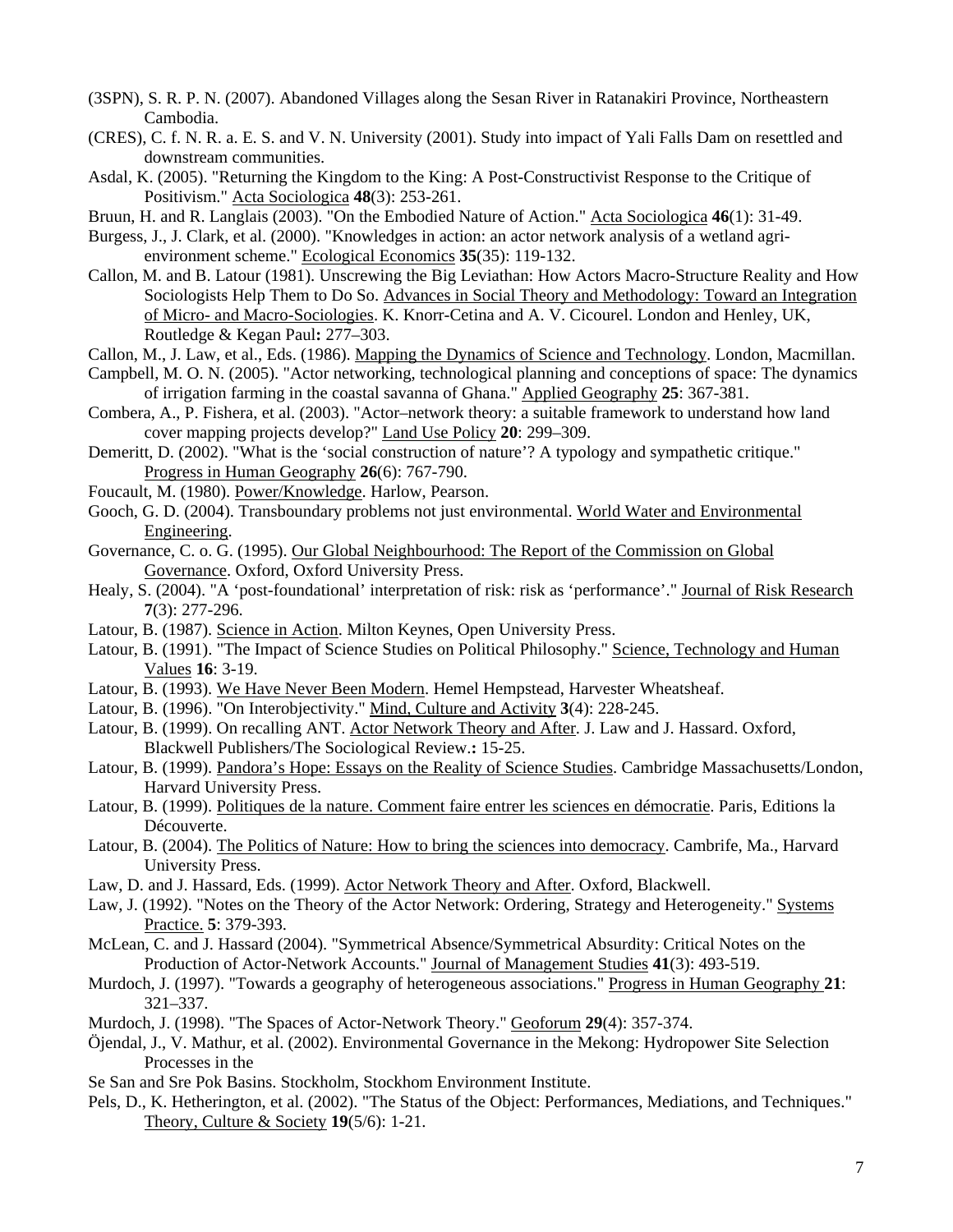(3SPN), S. R. P. N. (2007). Abandoned Villages along the Sesan River in Ratanakiri Province, Northeastern Cambodia.

(CRES), C. f. N. R. a. E. S. and V. N. University (2001). Study into impact of Yali Falls Dam on resettled and downstream communities.

Asdal, K. (2005). "Returning the Kingdom to the King: A Post-Constructivist Response to the Critique of Positivism." Acta Sociologica **48**(3): 253-261.

Bruun, H. and R. Langlais (2003). "On the Embodied Nature of Action." Acta Sociologica **46**(1): 31-49.

Burgess, J., J. Clark, et al. (2000). "Knowledges in action: an actor network analysis of a wetland agri-environment scheme." Ecological Economics **35**(35): 119-132.

Callon, M. and B. Latour (1981). Unscrewing the Big Leviathan: How Actors Macro-Structure Reality and How Sociologists Help Them to Do So. Advances in Social Theory and Methodology: Toward an Integration of Micro- and Macro-Sociologies. K. Knorr-Cetina and A. V. Cicourel. London and Henley, UK, Routledge & Kegan Paul**:** 277–303.

Callon, M., J. Law, et al., Eds. (1986). Mapping the Dynamics of Science and Technology. London, Macmillan.

Campbell, M. O. N. (2005). "Actor networking, technological planning and conceptions of space: The dynamics of irrigation farming in the coastal savanna of Ghana." Applied Geography **25**: 367-381.

Combera, A., P. Fishera, et al. (2003). "Actor–network theory: a suitable framework to understand how land cover mapping projects develop?" Land Use Policy **20**: 299–309.

Demeritt, D. (2002). "What is the 'social construction of nature'? A typology and sympathetic critique." Progress in Human Geography **26**(6): 767-790.

Foucault, M. (1980). Power/Knowledge. Harlow, Pearson.

Gooch, G. D. (2004). Transboundary problems not just environmental. World Water and Environmental Engineering.

Governance, C. o. G. (1995). Our Global Neighbourhood: The Report of the Commission on Global Governance. Oxford, Oxford University Press.

Healy, S. (2004). "A 'post-foundational' interpretation of risk: risk as 'performance'." Journal of Risk Research **7**(3): 277-296.

Latour, B. (1987). Science in Action. Milton Keynes, Open University Press.

Latour, B. (1991). "The Impact of Science Studies on Political Philosophy." Science, Technology and Human Values **16**: 3-19.

Latour, B. (1993). We Have Never Been Modern. Hemel Hempstead, Harvester Wheatsheaf.

Latour, B. (1996). "On Interobjectivity." Mind, Culture and Activity **3**(4): 228-245.

Latour, B. (1999). On recalling ANT. Actor Network Theory and After. J. Law and J. Hassard. Oxford, Blackwell Publishers/The Sociological Review.**:** 15-25.

Latour, B. (1999). Pandora's Hope: Essays on the Reality of Science Studies. Cambridge Massachusetts/London, Harvard University Press.

Latour, B. (1999). Politiques de la nature. Comment faire entrer les sciences en démocratie. Paris, Editions la Découverte.

Latour, B. (2004). The Politics of Nature: How to bring the sciences into democracy. Cambrife, Ma., Harvard University Press.

Law, D. and J. Hassard, Eds. (1999). Actor Network Theory and After. Oxford, Blackwell.

Law, J. (1992). "Notes on the Theory of the Actor Network: Ordering, Strategy and Heterogeneity." Systems Practice. **5**: 379-393.

McLean, C. and J. Hassard (2004). "Symmetrical Absence/Symmetrical Absurdity: Critical Notes on the Production of Actor-Network Accounts." Journal of Management Studies **41**(3): 493-519.

Murdoch, J. (1997). "Towards a geography of heterogeneous associations." Progress in Human Geography **21**: 321–337.

Murdoch, J. (1998). "The Spaces of Actor-Network Theory." Geoforum **29**(4): 357-374.

Öjendal, J., V. Mathur, et al. (2002). Environmental Governance in the Mekong: Hydropower Site Selection Processes in the

Se San and Sre Pok Basins. Stockholm, Stockhom Environment Institute.

Pels, D., K. Hetherington, et al. (2002). "The Status of the Object: Performances, Mediations, and Techniques." Theory, Culture & Society **19**(5/6): 1-21.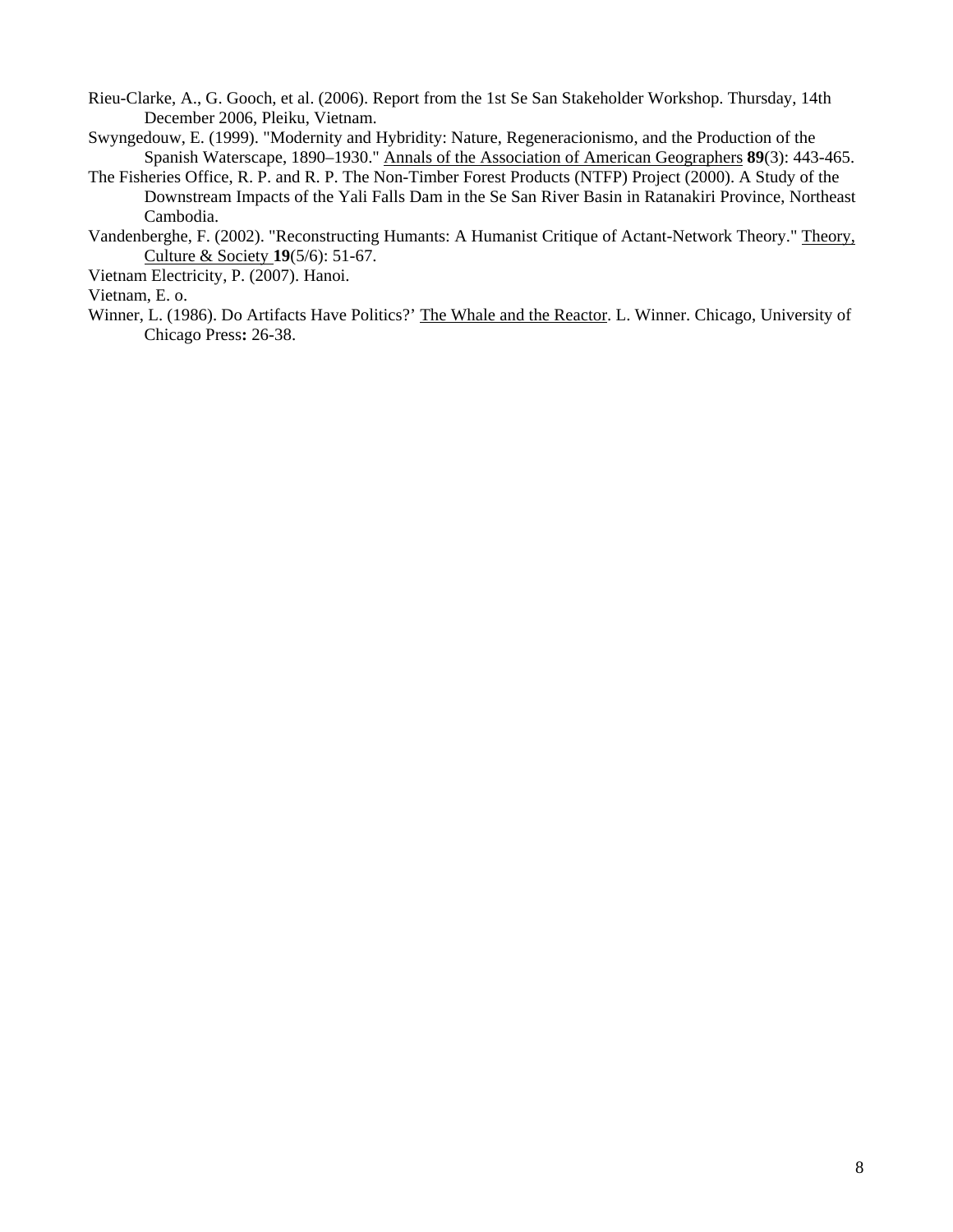Rieu-Clarke, A., G. Gooch, et al. (2006). Report from the 1st Se San Stakeholder Workshop. Thursday, 14th December 2006, Pleiku, Vietnam.

Swyngedouw, E. (1999). "Modernity and Hybridity: Nature, Regeneracionismo, and the Production of the Spanish Waterscape, 1890–1930." Annals of the Association of American Geographers **89**(3): 443-465.

The Fisheries Office, R. P. and R. P. The Non-Timber Forest Products (NTFP) Project (2000). A Study of the Downstream Impacts of the Yali Falls Dam in the Se San River Basin in Ratanakiri Province, Northeast Cambodia.

Vandenberghe, F. (2002). "Reconstructing Humants: A Humanist Critique of Actant-Network Theory." Theory, Culture & Society **19**(5/6): 51-67.

Vietnam Electricity, P. (2007). Hanoi.

Vietnam, E. o.

Winner, L. (1986). Do Artifacts Have Politics?' The Whale and the Reactor. L. Winner. Chicago, University of Chicago Press**:** 26-38.